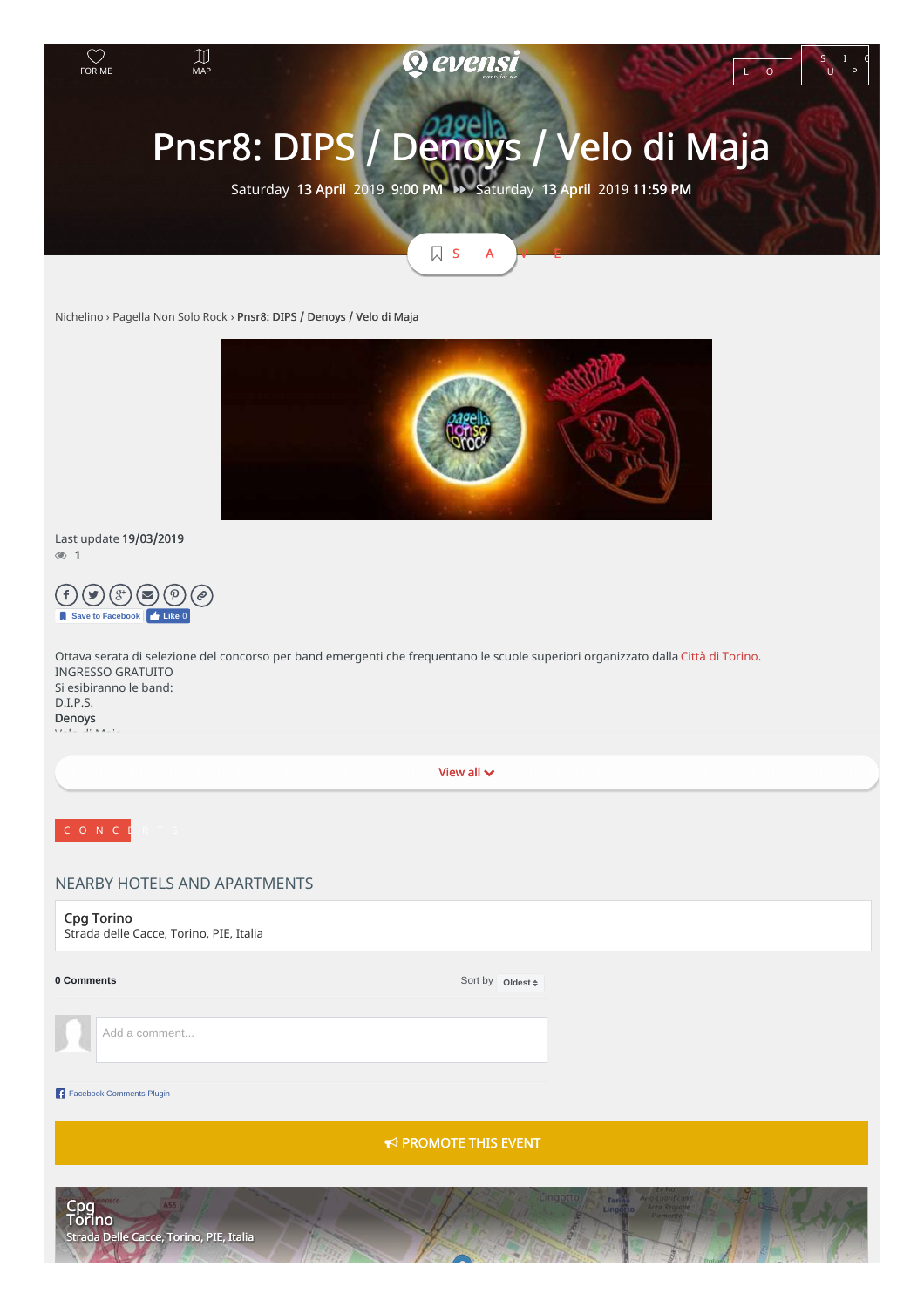FOR ME MAP

# Pnsr8: DIPS / Denoys / Velo di Maja

Saturday 13 April 2019 9:00 PM ⏩ Saturday 13 April 2019 11:59 PM

SAVE

Nichelino › Pagella Non Solo Rock › **Pnsr8: DIPS / Denoys / Velo di Maja**

Last update **19/03/2019**

1

Save to Facebook Like 0

Ottava serata di selezione del concorso per band emergenti che frequentano le scuole superiori organizzato dalla Città di Torino.
INGRESSO GRATUITO
Si esibiranno le band:
D.I.P.S.
**Denoys**

View all

CONCERTS

## NEARBY HOTELS AND APARTMENTS

Cpg Torino
Strada delle Cacce, Torino, PIE, Italia

**0 Comments** Sort by Oldest

Add a comment...

Facebook Comments Plugin

PROMOTE THIS EVENT

Cpg Torino
Strada Delle Cacce, Torino, PIE, Italia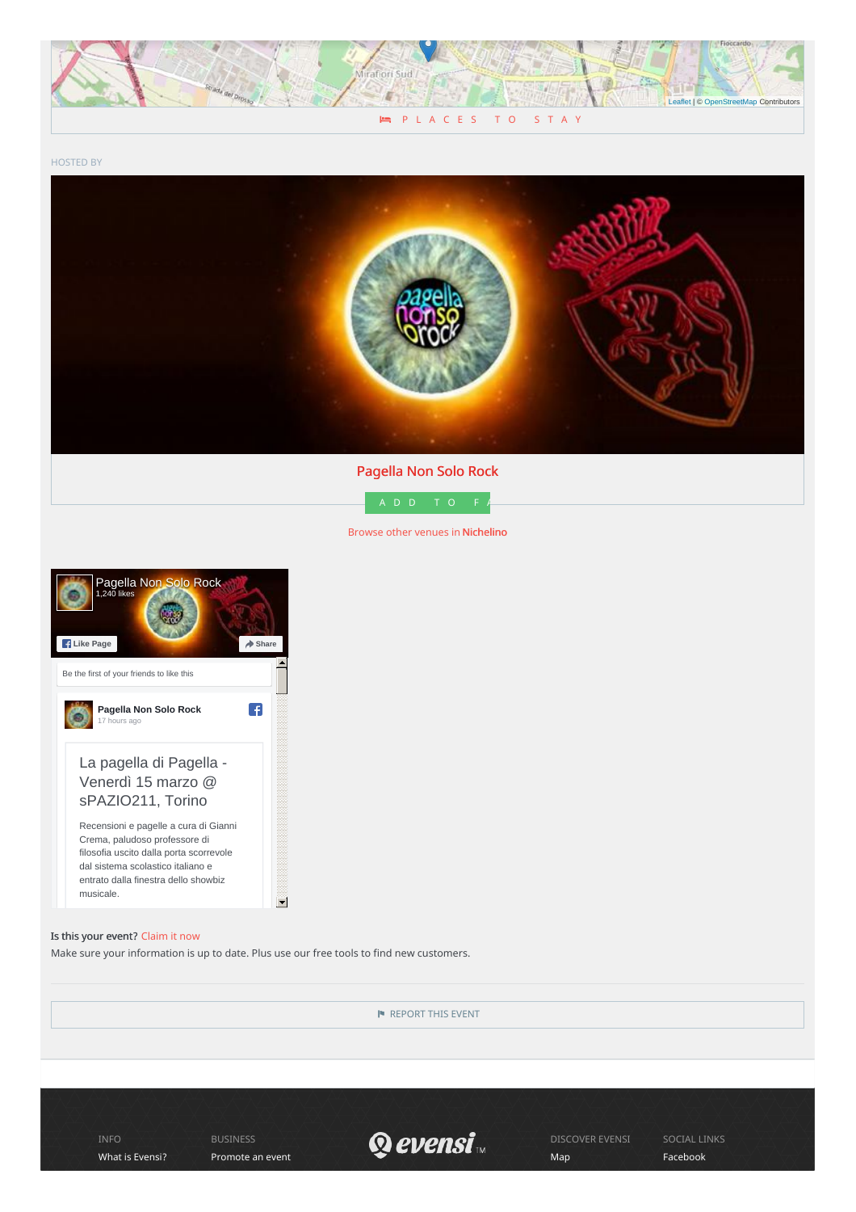Leaflet | © OpenStreetMap Contributors

PLACES TO STAY

HOSTED BY

## Pagella Non Solo Rock

ADD TO F

Browse other venues in **Nichelino**

Pagella Non Solo Rock
1,240 likes

Like Page

Share

Be the first of your friends to like this

**Pagella Non Solo Rock**
17 hours ago

La pagella di Pagella - Venerdì 15 marzo @ sPAZIO211, Torino

Recensioni e pagelle a cura di Gianni Crema, paludoso professore di filosofia uscito dalla porta scorrevole dal sistema scolastico italiano e entrato dalla finestra dello showbiz musicale.

**Is this your event?** Claim it now

Make sure your information is up to date. Plus use our free tools to find new customers.

REPORT THIS EVENT

INFO
What is Evensi?

BUSINESS
Promote an event

evensi™

DISCOVER EVENSI
Map

SOCIAL LINKS
Facebook